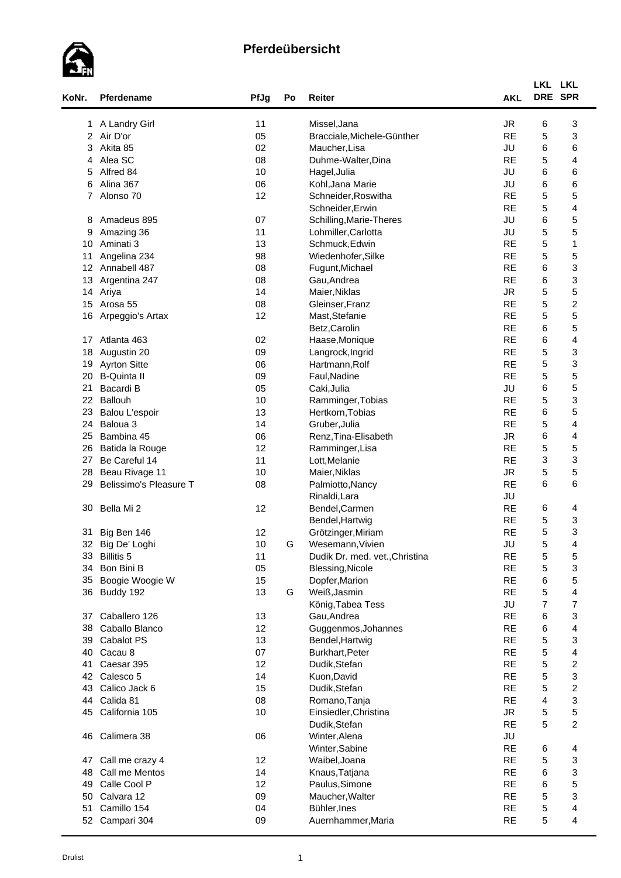# Pferdeübersicht

| KoNr. | Pferdename | PfJg | Po | Reiter | AKL | LKL DRE | LKL SPR |
|---|---|---|---|---|---|---|---|
| 1 | A Landry Girl | 11 | | Missel,Jana | JR | 6 | 3 |
| 2 | Air D'or | 05 | | Bracciale,Michele-Günther | RE | 5 | 3 |
| 3 | Akita 85 | 02 | | Maucher,Lisa | JU | 6 | 6 |
| 4 | Alea SC | 08 | | Duhme-Walter,Dina | RE | 5 | 4 |
| 5 | Alfred 84 | 10 | | Hagel,Julia | JU | 6 | 6 |
| 6 | Alina 367 | 06 | | Kohl,Jana Marie | JU | 6 | 6 |
| 7 | Alonso 70 | 12 | | Schneider,Roswitha | RE | 5 | 5 |
| | | | | Schneider,Erwin | RE | 5 | 4 |
| 8 | Amadeus 895 | 07 | | Schilling,Marie-Theres | JU | 6 | 5 |
| 9 | Amazing 36 | 11 | | Lohmiller,Carlotta | JU | 5 | 5 |
| 10 | Aminati 3 | 13 | | Schmuck,Edwin | RE | 5 | 1 |
| 11 | Angelina 234 | 98 | | Wiedenhofer,Silke | RE | 5 | 5 |
| 12 | Annabell 487 | 08 | | Fugunt,Michael | RE | 6 | 3 |
| 13 | Argentina 247 | 08 | | Gau,Andrea | RE | 6 | 3 |
| 14 | Ariya | 14 | | Maier,Niklas | JR | 5 | 5 |
| 15 | Arosa 55 | 08 | | Gleinser,Franz | RE | 5 | 2 |
| 16 | Arpeggio's Artax | 12 | | Mast,Stefanie | RE | 5 | 5 |
| | | | | Betz,Carolin | RE | 6 | 5 |
| 17 | Atlanta 463 | 02 | | Haase,Monique | RE | 6 | 4 |
| 18 | Augustin 20 | 09 | | Langrock,Ingrid | RE | 5 | 3 |
| 19 | Ayrton Sitte | 06 | | Hartmann,Rolf | RE | 5 | 3 |
| 20 | B-Quinta II | 09 | | Faul,Nadine | RE | 5 | 5 |
| 21 | Bacardi B | 05 | | Caki,Julia | JU | 6 | 5 |
| 22 | Ballouh | 10 | | Ramminger,Tobias | RE | 5 | 3 |
| 23 | Balou L'espoir | 13 | | Hertkorn,Tobias | RE | 6 | 5 |
| 24 | Baloua 3 | 14 | | Gruber,Julia | RE | 5 | 4 |
| 25 | Bambina 45 | 06 | | Renz,Tina-Elisabeth | JR | 6 | 4 |
| 26 | Batida la Rouge | 12 | | Ramminger,Lisa | RE | 5 | 5 |
| 27 | Be Careful 14 | 11 | | Lott,Melanie | RE | 3 | 3 |
| 28 | Beau Rivage 11 | 10 | | Maier,Niklas | JR | 5 | 5 |
| 29 | Belissimo's Pleasure T | 08 | | Palmiotto,Nancy | RE | 6 | 6 |
| | | | | Rinaldi,Lara | JU | | |
| 30 | Bella Mi 2 | 12 | | Bendel,Carmen | RE | 6 | 4 |
| | | | | Bendel,Hartwig | RE | 5 | 3 |
| 31 | Big Ben 146 | 12 | | Grötzinger,Miriam | RE | 5 | 3 |
| 32 | Big De' Loghi | 10 | G | Wesemann,Vivien | JU | 5 | 4 |
| 33 | Billitis 5 | 11 | | Dudik Dr. med. vet.,Christina | RE | 5 | 5 |
| 34 | Bon Bini B | 05 | | Blessing,Nicole | RE | 5 | 3 |
| 35 | Boogie Woogie W | 15 | | Dopfer,Marion | RE | 6 | 5 |
| 36 | Buddy 192 | 13 | G | Weiß,Jasmin | RE | 5 | 4 |
| | | | | König,Tabea Tess | JU | 7 | 7 |
| 37 | Caballero 126 | 13 | | Gau,Andrea | RE | 6 | 3 |
| 38 | Caballo Blanco | 12 | | Guggenmos,Johannes | RE | 6 | 4 |
| 39 | Cabalot PS | 13 | | Bendel,Hartwig | RE | 5 | 3 |
| 40 | Cacau 8 | 07 | | Burkhart,Peter | RE | 5 | 4 |
| 41 | Caesar 395 | 12 | | Dudik,Stefan | RE | 5 | 2 |
| 42 | Calesco 5 | 14 | | Kuon,David | RE | 5 | 3 |
| 43 | Calico Jack 6 | 15 | | Dudik,Stefan | RE | 5 | 2 |
| 44 | Calida 81 | 08 | | Romano,Tanja | RE | 4 | 3 |
| 45 | California 105 | 10 | | Einsiedler,Christina | JR | 5 | 5 |
| | | | | Dudik,Stefan | RE | 5 | 2 |
| 46 | Calimera 38 | 06 | | Winter,Alena | JU | | |
| | | | | Winter,Sabine | RE | 6 | 4 |
| 47 | Call me crazy 4 | 12 | | Waibel,Joana | RE | 5 | 3 |
| 48 | Call me Mentos | 14 | | Knaus,Tatjana | RE | 6 | 3 |
| 49 | Calle Cool P | 12 | | Paulus,Simone | RE | 6 | 5 |
| 50 | Calvara 12 | 09 | | Maucher,Walter | RE | 5 | 3 |
| 51 | Camillo 154 | 04 | | Bühler,Ines | RE | 5 | 4 |
| 52 | Campari 304 | 09 | | Auernhammer,Maria | RE | 5 | 4 |

Drulist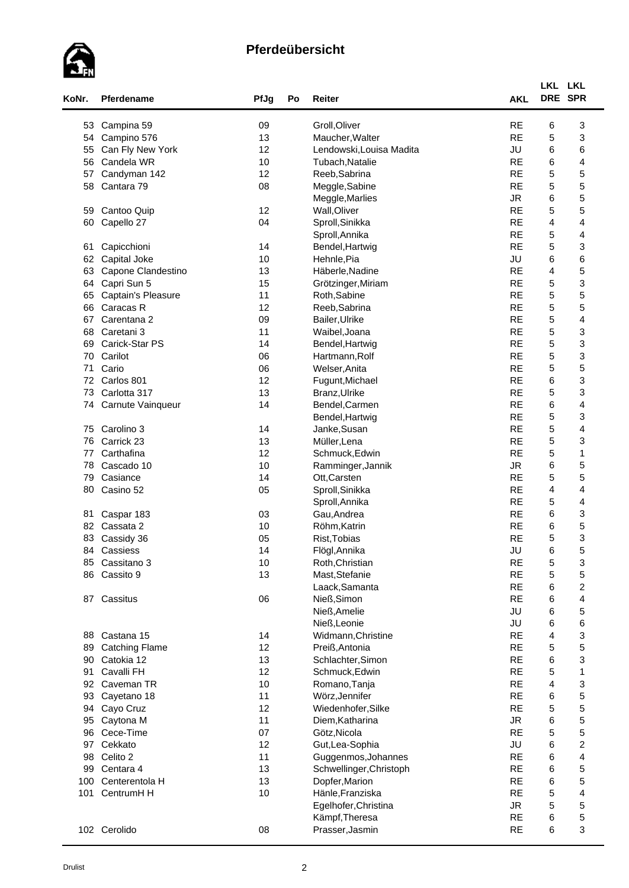# Pferdeübersicht

| KoNr. | Pferdename | PfJg | Po | Reiter | AKL | LKL DRE | LKL SPR |
|---|---|---|---|---|---|---|---|
| 53 | Campina 59 | 09 | | Groll,Oliver | RE | 6 | 3 |
| 54 | Campino 576 | 13 | | Maucher,Walter | RE | 5 | 3 |
| 55 | Can Fly New York | 12 | | Lendowski,Louisa Madita | JU | 6 | 6 |
| 56 | Candela WR | 10 | | Tubach,Natalie | RE | 6 | 4 |
| 57 | Candyman 142 | 12 | | Reeb,Sabrina | RE | 5 | 5 |
| 58 | Cantara 79 | 08 | | Meggle,Sabine | RE | 5 | 5 |
| | | | | Meggle,Marlies | JR | 6 | 5 |
| 59 | Cantoo Quip | 12 | | Wall,Oliver | RE | 5 | 5 |
| 60 | Capello 27 | 04 | | Sproll,Sinikka | RE | 4 | 4 |
| | | | | Sproll,Annika | RE | 5 | 4 |
| 61 | Capicchioni | 14 | | Bendel,Hartwig | RE | 5 | 3 |
| 62 | Capital Joke | 10 | | Hehnle,Pia | JU | 6 | 6 |
| 63 | Capone Clandestino | 13 | | Häberle,Nadine | RE | 4 | 5 |
| 64 | Capri Sun 5 | 15 | | Grötzinger,Miriam | RE | 5 | 3 |
| 65 | Captain's Pleasure | 11 | | Roth,Sabine | RE | 5 | 5 |
| 66 | Caracas R | 12 | | Reeb,Sabrina | RE | 5 | 5 |
| 67 | Carentana 2 | 09 | | Bailer,Ulrike | RE | 5 | 4 |
| 68 | Caretani 3 | 11 | | Waibel,Joana | RE | 5 | 3 |
| 69 | Carick-Star PS | 14 | | Bendel,Hartwig | RE | 5 | 3 |
| 70 | Carilot | 06 | | Hartmann,Rolf | RE | 5 | 3 |
| 71 | Cario | 06 | | Welser,Anita | RE | 5 | 5 |
| 72 | Carlos 801 | 12 | | Fugunt,Michael | RE | 6 | 3 |
| 73 | Carlotta 317 | 13 | | Branz,Ulrike | RE | 5 | 3 |
| 74 | Carnute Vainqueur | 14 | | Bendel,Carmen | RE | 6 | 4 |
| | | | | Bendel,Hartwig | RE | 5 | 3 |
| 75 | Carolino 3 | 14 | | Janke,Susan | RE | 5 | 4 |
| 76 | Carrick 23 | 13 | | Müller,Lena | RE | 5 | 3 |
| 77 | Carthafina | 12 | | Schmuck,Edwin | RE | 5 | 1 |
| 78 | Cascado 10 | 10 | | Ramminger,Jannik | JR | 6 | 5 |
| 79 | Casiance | 14 | | Ott,Carsten | RE | 5 | 5 |
| 80 | Casino 52 | 05 | | Sproll,Sinikka | RE | 4 | 4 |
| | | | | Sproll,Annika | RE | 5 | 4 |
| 81 | Caspar 183 | 03 | | Gau,Andrea | RE | 6 | 3 |
| 82 | Cassata 2 | 10 | | Röhm,Katrin | RE | 6 | 5 |
| 83 | Cassidy 36 | 05 | | Rist,Tobias | RE | 5 | 3 |
| 84 | Cassiess | 14 | | Flögl,Annika | JU | 6 | 5 |
| 85 | Cassitano 3 | 10 | | Roth,Christian | RE | 5 | 3 |
| 86 | Cassito 9 | 13 | | Mast,Stefanie | RE | 5 | 5 |
| | | | | Laack,Samanta | RE | 6 | 2 |
| 87 | Cassitus | 06 | | Nieß,Simon | RE | 6 | 4 |
| | | | | Nieß,Amelie | JU | 6 | 5 |
| | | | | Nieß,Leonie | JU | 6 | 6 |
| 88 | Castana 15 | 14 | | Widmann,Christine | RE | 4 | 3 |
| 89 | Catching Flame | 12 | | Preiß,Antonia | RE | 5 | 5 |
| 90 | Catokia 12 | 13 | | Schlachter,Simon | RE | 6 | 3 |
| 91 | Cavalli FH | 12 | | Schmuck,Edwin | RE | 5 | 1 |
| 92 | Caveman TR | 10 | | Romano,Tanja | RE | 4 | 3 |
| 93 | Cayetano 18 | 11 | | Wörz,Jennifer | RE | 6 | 5 |
| 94 | Cayo Cruz | 12 | | Wiedenhofer,Silke | RE | 5 | 5 |
| 95 | Caytona M | 11 | | Diem,Katharina | JR | 6 | 5 |
| 96 | Cece-Time | 07 | | Götz,Nicola | RE | 5 | 5 |
| 97 | Cekkato | 12 | | Gut,Lea-Sophia | JU | 6 | 2 |
| 98 | Celito 2 | 11 | | Guggenmos,Johannes | RE | 6 | 4 |
| 99 | Centara 4 | 13 | | Schwellinger,Christoph | RE | 6 | 5 |
| 100 | Centerentola H | 13 | | Dopfer,Marion | RE | 6 | 5 |
| 101 | CentrumH H | 10 | | Hänle,Franziska | RE | 5 | 4 |
| | | | | Egelhofer,Christina | JR | 5 | 5 |
| | | | | Kämpf,Theresa | RE | 6 | 5 |
| 102 | Cerolido | 08 | | Prasser,Jasmin | RE | 6 | 3 |

Drulist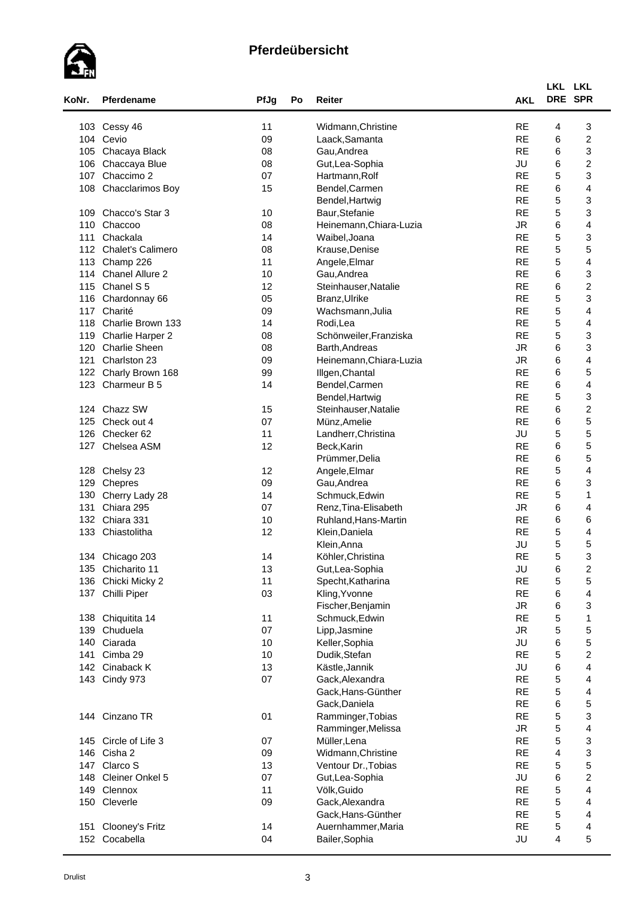# Pferdeübersicht

| KoNr. | Pferdename | PfJg | Po | Reiter | AKL | LKL DRE | LKL SPR |
|---|---|---|---|---|---|---|---|
| 103 | Cessy 46 | 11 | | Widmann,Christine | RE | 4 | 3 |
| 104 | Cevio | 09 | | Laack,Samanta | RE | 6 | 2 |
| 105 | Chacaya Black | 08 | | Gau,Andrea | RE | 6 | 3 |
| 106 | Chaccaya Blue | 08 | | Gut,Lea-Sophia | JU | 6 | 2 |
| 107 | Chaccimo 2 | 07 | | Hartmann,Rolf | RE | 5 | 3 |
| 108 | Chacclarimos Boy | 15 | | Bendel,Carmen | RE | 6 | 4 |
| | | | | Bendel,Hartwig | RE | 5 | 3 |
| 109 | Chacco's Star 3 | 10 | | Baur,Stefanie | RE | 5 | 3 |
| 110 | Chaccoo | 08 | | Heinemann,Chiara-Luzia | JR | 6 | 4 |
| 111 | Chackala | 14 | | Waibel,Joana | RE | 5 | 3 |
| 112 | Chalet's Calimero | 08 | | Krause,Denise | RE | 5 | 5 |
| 113 | Champ 226 | 11 | | Angele,Elmar | RE | 5 | 4 |
| 114 | Chanel Allure 2 | 10 | | Gau,Andrea | RE | 6 | 3 |
| 115 | Chanel S 5 | 12 | | Steinhauser,Natalie | RE | 6 | 2 |
| 116 | Chardonnay 66 | 05 | | Branz,Ulrike | RE | 5 | 3 |
| 117 | Charité | 09 | | Wachsmann,Julia | RE | 5 | 4 |
| 118 | Charlie Brown 133 | 14 | | Rodi,Lea | RE | 5 | 4 |
| 119 | Charlie Harper 2 | 08 | | Schönweiler,Franziska | RE | 5 | 3 |
| 120 | Charlie Sheen | 08 | | Barth,Andreas | JR | 6 | 3 |
| 121 | Charlston 23 | 09 | | Heinemann,Chiara-Luzia | JR | 6 | 4 |
| 122 | Charly Brown 168 | 99 | | Illgen,Chantal | RE | 6 | 5 |
| 123 | Charmeur B 5 | 14 | | Bendel,Carmen | RE | 6 | 4 |
| | | | | Bendel,Hartwig | RE | 5 | 3 |
| 124 | Chazz SW | 15 | | Steinhauser,Natalie | RE | 6 | 2 |
| 125 | Check out 4 | 07 | | Münz,Amelie | RE | 6 | 5 |
| 126 | Checker 62 | 11 | | Landherr,Christina | JU | 5 | 5 |
| 127 | Chelsea ASM | 12 | | Beck,Karin | RE | 6 | 5 |
| | | | | Prümmer,Delia | RE | 6 | 5 |
| 128 | Chelsy 23 | 12 | | Angele,Elmar | RE | 5 | 4 |
| 129 | Chepres | 09 | | Gau,Andrea | RE | 6 | 3 |
| 130 | Cherry Lady 28 | 14 | | Schmuck,Edwin | RE | 5 | 1 |
| 131 | Chiara 295 | 07 | | Renz,Tina-Elisabeth | JR | 6 | 4 |
| 132 | Chiara 331 | 10 | | Ruhland,Hans-Martin | RE | 6 | 6 |
| 133 | Chiastolitha | 12 | | Klein,Daniela | RE | 5 | 4 |
| | | | | Klein,Anna | JU | 5 | 5 |
| 134 | Chicago 203 | 14 | | Köhler,Christina | RE | 5 | 3 |
| 135 | Chicharito 11 | 13 | | Gut,Lea-Sophia | JU | 6 | 2 |
| 136 | Chicki Micky 2 | 11 | | Specht,Katharina | RE | 5 | 5 |
| 137 | Chilli Piper | 03 | | Kling,Yvonne | RE | 6 | 4 |
| | | | | Fischer,Benjamin | JR | 6 | 3 |
| 138 | Chiquitita 14 | 11 | | Schmuck,Edwin | RE | 5 | 1 |
| 139 | Chuduela | 07 | | Lipp,Jasmine | JR | 5 | 5 |
| 140 | Ciarada | 10 | | Keller,Sophia | JU | 6 | 5 |
| 141 | Cimba 29 | 10 | | Dudik,Stefan | RE | 5 | 2 |
| 142 | Cinaback K | 13 | | Kästle,Jannik | JU | 6 | 4 |
| 143 | Cindy 973 | 07 | | Gack,Alexandra | RE | 5 | 4 |
| | | | | Gack,Hans-Günther | RE | 5 | 4 |
| | | | | Gack,Daniela | RE | 6 | 5 |
| 144 | Cinzano TR | 01 | | Ramminger,Tobias | RE | 5 | 3 |
| | | | | Ramminger,Melissa | JR | 5 | 4 |
| 145 | Circle of Life 3 | 07 | | Müller,Lena | RE | 5 | 3 |
| 146 | Cisha 2 | 09 | | Widmann,Christine | RE | 4 | 3 |
| 147 | Clarco S | 13 | | Ventour Dr.,Tobias | RE | 5 | 5 |
| 148 | Cleiner Onkel 5 | 07 | | Gut,Lea-Sophia | JU | 6 | 2 |
| 149 | Clennox | 11 | | Völk,Guido | RE | 5 | 4 |
| 150 | Cleverle | 09 | | Gack,Alexandra | RE | 5 | 4 |
| | | | | Gack,Hans-Günther | RE | 5 | 4 |
| 151 | Clooney's Fritz | 14 | | Auernhammer,Maria | RE | 5 | 4 |
| 152 | Cocabella | 04 | | Bailer,Sophia | JU | 4 | 5 |

Drulist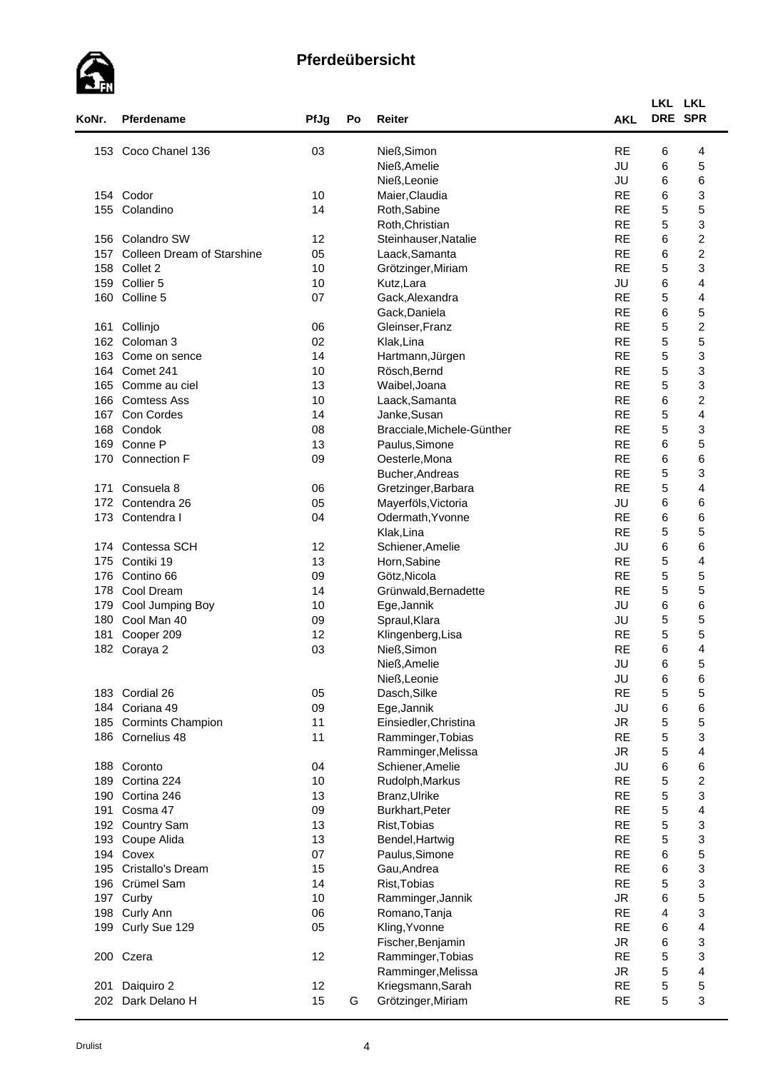## Pferdeübersicht

| KoNr. | Pferdename | PfJg | Po | Reiter | AKL | LKL DRE | LKL SPR |
|---|---|---|---|---|---|---|---|
| 153 | Coco Chanel 136 | 03 | | Nieß,Simon | RE | 6 | 4 |
| | | | | Nieß,Amelie | JU | 6 | 5 |
| | | | | Nieß,Leonie | JU | 6 | 6 |
| 154 | Codor | 10 | | Maier,Claudia | RE | 6 | 3 |
| 155 | Colandino | 14 | | Roth,Sabine | RE | 5 | 5 |
| | | | | Roth,Christian | RE | 5 | 3 |
| 156 | Colandro SW | 12 | | Steinhauser,Natalie | RE | 6 | 2 |
| 157 | Colleen Dream of Starshine | 05 | | Laack,Samanta | RE | 6 | 2 |
| 158 | Collet 2 | 10 | | Grötzinger,Miriam | RE | 5 | 3 |
| 159 | Collier 5 | 10 | | Kutz,Lara | JU | 6 | 4 |
| 160 | Colline 5 | 07 | | Gack,Alexandra | RE | 5 | 4 |
| | | | | Gack,Daniela | RE | 6 | 5 |
| 161 | Collinjo | 06 | | Gleinser,Franz | RE | 5 | 2 |
| 162 | Coloman 3 | 02 | | Klak,Lina | RE | 5 | 5 |
| 163 | Come on sence | 14 | | Hartmann,Jürgen | RE | 5 | 3 |
| 164 | Comet 241 | 10 | | Rösch,Bernd | RE | 5 | 3 |
| 165 | Comme au ciel | 13 | | Waibel,Joana | RE | 5 | 3 |
| 166 | Comtess Ass | 10 | | Laack,Samanta | RE | 6 | 2 |
| 167 | Con Cordes | 14 | | Janke,Susan | RE | 5 | 4 |
| 168 | Condok | 08 | | Bracciale,Michele-Günther | RE | 5 | 3 |
| 169 | Conne P | 13 | | Paulus,Simone | RE | 6 | 5 |
| 170 | Connection F | 09 | | Oesterle,Mona | RE | 6 | 6 |
| | | | | Bucher,Andreas | RE | 5 | 3 |
| 171 | Consuela 8 | 06 | | Gretzinger,Barbara | RE | 5 | 4 |
| 172 | Contendra 26 | 05 | | Mayerföls,Victoria | JU | 6 | 6 |
| 173 | Contendra I | 04 | | Odermath,Yvonne | RE | 6 | 6 |
| | | | | Klak,Lina | RE | 5 | 5 |
| 174 | Contessa SCH | 12 | | Schiener,Amelie | JU | 6 | 6 |
| 175 | Contiki 19 | 13 | | Horn,Sabine | RE | 5 | 4 |
| 176 | Contino 66 | 09 | | Götz,Nicola | RE | 5 | 5 |
| 178 | Cool Dream | 14 | | Grünwald,Bernadette | RE | 5 | 5 |
| 179 | Cool Jumping Boy | 10 | | Ege,Jannik | JU | 6 | 6 |
| 180 | Cool Man 40 | 09 | | Spraul,Klara | JU | 5 | 5 |
| 181 | Cooper 209 | 12 | | Klingenberg,Lisa | RE | 5 | 5 |
| 182 | Coraya 2 | 03 | | Nieß,Simon | RE | 6 | 4 |
| | | | | Nieß,Amelie | JU | 6 | 5 |
| | | | | Nieß,Leonie | JU | 6 | 6 |
| 183 | Cordial 26 | 05 | | Dasch,Silke | RE | 5 | 5 |
| 184 | Coriana 49 | 09 | | Ege,Jannik | JU | 6 | 6 |
| 185 | Cormints Champion | 11 | | Einsiedler,Christina | JR | 5 | 5 |
| 186 | Cornelius 48 | 11 | | Ramminger,Tobias | RE | 5 | 3 |
| | | | | Ramminger,Melissa | JR | 5 | 4 |
| 188 | Coronto | 04 | | Schiener,Amelie | JU | 6 | 6 |
| 189 | Cortina 224 | 10 | | Rudolph,Markus | RE | 5 | 2 |
| 190 | Cortina 246 | 13 | | Branz,Ulrike | RE | 5 | 3 |
| 191 | Cosma 47 | 09 | | Burkhart,Peter | RE | 5 | 4 |
| 192 | Country Sam | 13 | | Rist,Tobias | RE | 5 | 3 |
| 193 | Coupe Alida | 13 | | Bendel,Hartwig | RE | 5 | 3 |
| 194 | Covex | 07 | | Paulus,Simone | RE | 6 | 5 |
| 195 | Cristallo's Dream | 15 | | Gau,Andrea | RE | 6 | 3 |
| 196 | Crümel Sam | 14 | | Rist,Tobias | RE | 5 | 3 |
| 197 | Curby | 10 | | Ramminger,Jannik | JR | 6 | 5 |
| 198 | Curly Ann | 06 | | Romano,Tanja | RE | 4 | 3 |
| 199 | Curly Sue 129 | 05 | | Kling,Yvonne | RE | 6 | 4 |
| | | | | Fischer,Benjamin | JR | 6 | 3 |
| 200 | Czera | 12 | | Ramminger,Tobias | RE | 5 | 3 |
| | | | | Ramminger,Melissa | JR | 5 | 4 |
| 201 | Daiquiro 2 | 12 | | Kriegsmann,Sarah | RE | 5 | 5 |
| 202 | Dark Delano H | 15 | G | Grötzinger,Miriam | RE | 5 | 3 |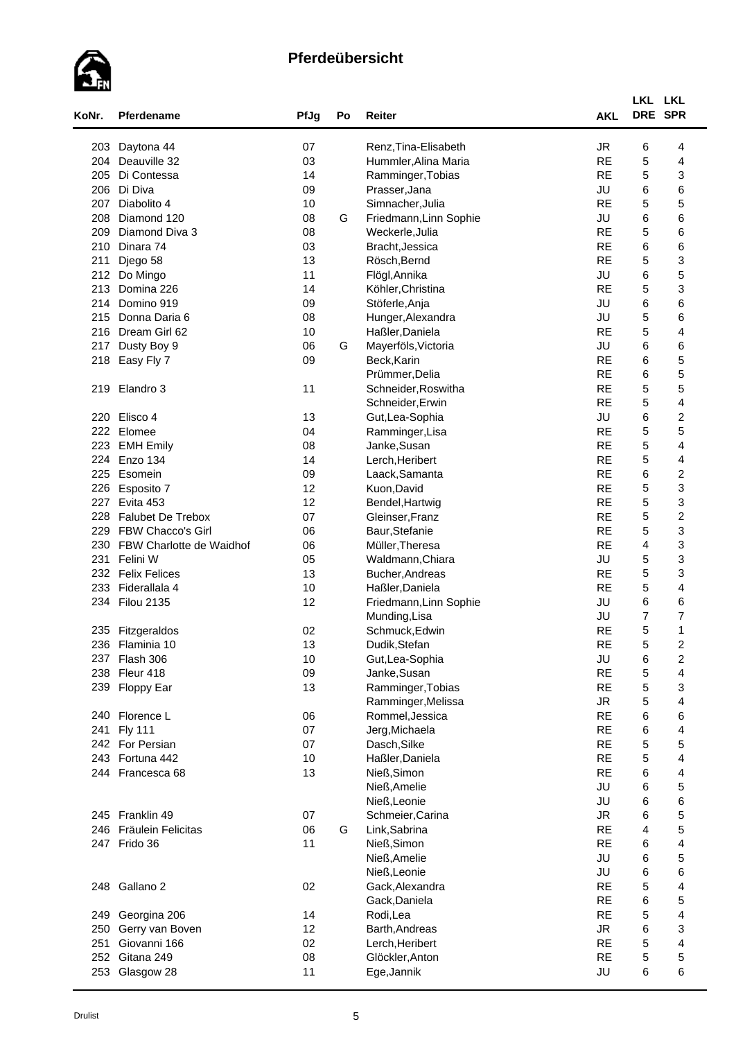## Pferdeübersicht

| KoNr. | Pferdename | PfJg | Po | Reiter | AKL | LKL DRE | LKL SPR |
|---|---|---|---|---|---|---|---|
| 203 | Daytona 44 | 07 | | Renz,Tina-Elisabeth | JR | 6 | 4 |
| 204 | Deauville 32 | 03 | | Hummler,Alina Maria | RE | 5 | 4 |
| 205 | Di Contessa | 14 | | Ramminger,Tobias | RE | 5 | 3 |
| 206 | Di Diva | 09 | | Prasser,Jana | JU | 6 | 6 |
| 207 | Diabolito 4 | 10 | | Simnacher,Julia | RE | 5 | 5 |
| 208 | Diamond 120 | 08 | G | Friedmann,Linn Sophie | JU | 6 | 6 |
| 209 | Diamond Diva 3 | 08 | | Weckerle,Julia | RE | 5 | 6 |
| 210 | Dinara 74 | 03 | | Bracht,Jessica | RE | 6 | 6 |
| 211 | Djego 58 | 13 | | Rösch,Bernd | RE | 5 | 3 |
| 212 | Do Mingo | 11 | | Flögl,Annika | JU | 6 | 5 |
| 213 | Domina 226 | 14 | | Köhler,Christina | RE | 5 | 3 |
| 214 | Domino 919 | 09 | | Stöferle,Anja | JU | 6 | 6 |
| 215 | Donna Daria 6 | 08 | | Hunger,Alexandra | JU | 5 | 6 |
| 216 | Dream Girl 62 | 10 | | Haßler,Daniela | RE | 5 | 4 |
| 217 | Dusty Boy 9 | 06 | G | Mayerföls,Victoria | JU | 6 | 6 |
| 218 | Easy Fly 7 | 09 | | Beck,Karin | RE | 6 | 5 |
| | | | | Prümmer,Delia | RE | 6 | 5 |
| 219 | Elandro 3 | 11 | | Schneider,Roswitha | RE | 5 | 5 |
| | | | | Schneider,Erwin | RE | 5 | 4 |
| 220 | Elisco 4 | 13 | | Gut,Lea-Sophia | JU | 6 | 2 |
| 222 | Elomee | 04 | | Ramminger,Lisa | RE | 5 | 5 |
| 223 | EMH Emily | 08 | | Janke,Susan | RE | 5 | 4 |
| 224 | Enzo 134 | 14 | | Lerch,Heribert | RE | 5 | 4 |
| 225 | Esomein | 09 | | Laack,Samanta | RE | 6 | 2 |
| 226 | Esposito 7 | 12 | | Kuon,David | RE | 5 | 3 |
| 227 | Evita 453 | 12 | | Bendel,Hartwig | RE | 5 | 3 |
| 228 | Falubet De Trebox | 07 | | Gleinser,Franz | RE | 5 | 2 |
| 229 | FBW Chacco's Girl | 06 | | Baur,Stefanie | RE | 5 | 3 |
| 230 | FBW Charlotte de Waidhof | 06 | | Müller,Theresa | RE | 4 | 3 |
| 231 | Felini W | 05 | | Waldmann,Chiara | JU | 5 | 3 |
| 232 | Felix Felices | 13 | | Bucher,Andreas | RE | 5 | 3 |
| 233 | Fiderallala 4 | 10 | | Haßler,Daniela | RE | 5 | 4 |
| 234 | Filou 2135 | 12 | | Friedmann,Linn Sophie | JU | 6 | 6 |
| | | | | Munding,Lisa | JU | 7 | 7 |
| 235 | Fitzgeraldos | 02 | | Schmuck,Edwin | RE | 5 | 1 |
| 236 | Flaminia 10 | 13 | | Dudik,Stefan | RE | 5 | 2 |
| 237 | Flash 306 | 10 | | Gut,Lea-Sophia | JU | 6 | 2 |
| 238 | Fleur 418 | 09 | | Janke,Susan | RE | 5 | 4 |
| 239 | Floppy Ear | 13 | | Ramminger,Tobias | RE | 5 | 3 |
| | | | | Ramminger,Melissa | JR | 5 | 4 |
| 240 | Florence L | 06 | | Rommel,Jessica | RE | 6 | 6 |
| 241 | Fly 111 | 07 | | Jerg,Michaela | RE | 6 | 4 |
| 242 | For Persian | 07 | | Dasch,Silke | RE | 5 | 5 |
| 243 | Fortuna 442 | 10 | | Haßler,Daniela | RE | 5 | 4 |
| 244 | Francesca 68 | 13 | | Nieß,Simon | RE | 6 | 4 |
| | | | | Nieß,Amelie | JU | 6 | 5 |
| | | | | Nieß,Leonie | JU | 6 | 6 |
| 245 | Franklin 49 | 07 | | Schmeier,Carina | JR | 6 | 5 |
| 246 | Fräulein Felicitas | 06 | G | Link,Sabrina | RE | 4 | 5 |
| 247 | Frido 36 | 11 | | Nieß,Simon | RE | 6 | 4 |
| | | | | Nieß,Amelie | JU | 6 | 5 |
| | | | | Nieß,Leonie | JU | 6 | 6 |
| 248 | Gallano 2 | 02 | | Gack,Alexandra | RE | 5 | 4 |
| | | | | Gack,Daniela | RE | 6 | 5 |
| 249 | Georgina 206 | 14 | | Rodi,Lea | RE | 5 | 4 |
| 250 | Gerry van Boven | 12 | | Barth,Andreas | JR | 6 | 3 |
| 251 | Giovanni 166 | 02 | | Lerch,Heribert | RE | 5 | 4 |
| 252 | Gitana 249 | 08 | | Glöckler,Anton | RE | 5 | 5 |
| 253 | Glasgow 28 | 11 | | Ege,Jannik | JU | 6 | 6 |

Drulist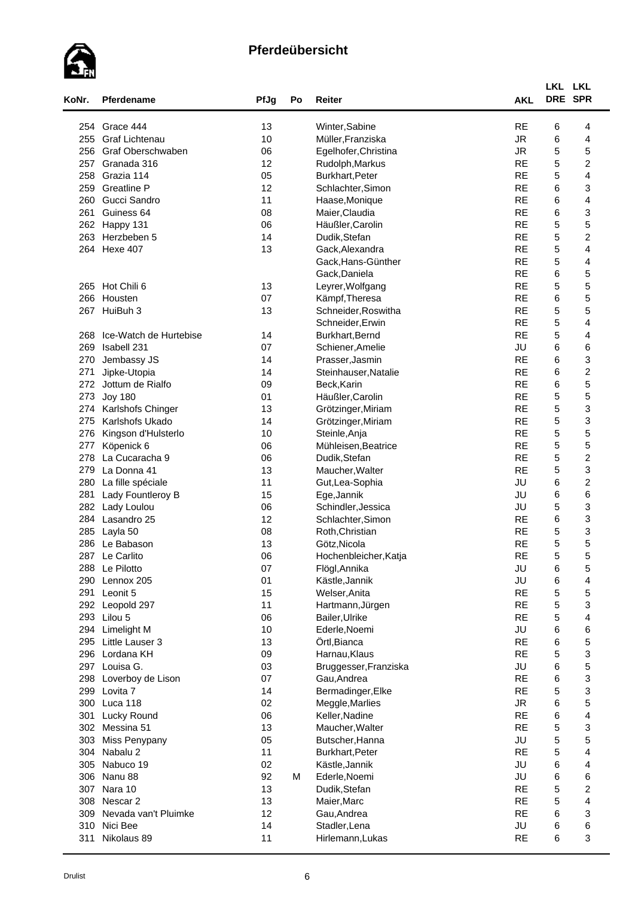# Pferdeübersicht

| KoNr. | Pferdename | PfJg | Po | Reiter | AKL | LKL DRE | LKL SPR |
|---|---|---|---|---|---|---|---|
| 254 | Grace 444 | 13 | | Winter,Sabine | RE | 6 | 4 |
| 255 | Graf Lichtenau | 10 | | Müller,Franziska | JR | 6 | 4 |
| 256 | Graf Oberschwaben | 06 | | Egelhofer,Christina | JR | 5 | 5 |
| 257 | Granada 316 | 12 | | Rudolph,Markus | RE | 5 | 2 |
| 258 | Grazia 114 | 05 | | Burkhart,Peter | RE | 5 | 4 |
| 259 | Greatline P | 12 | | Schlachter,Simon | RE | 6 | 3 |
| 260 | Gucci Sandro | 11 | | Haase,Monique | RE | 6 | 4 |
| 261 | Guiness 64 | 08 | | Maier,Claudia | RE | 6 | 3 |
| 262 | Happy 131 | 06 | | Häußler,Carolin | RE | 5 | 5 |
| 263 | Herzbeben 5 | 14 | | Dudik,Stefan | RE | 5 | 2 |
| 264 | Hexe 407 | 13 | | Gack,Alexandra | RE | 5 | 4 |
| | | | | Gack,Hans-Günther | RE | 5 | 4 |
| | | | | Gack,Daniela | RE | 6 | 5 |
| 265 | Hot Chili 6 | 13 | | Leyrer,Wolfgang | RE | 5 | 5 |
| 266 | Housten | 07 | | Kämpf,Theresa | RE | 6 | 5 |
| 267 | HuiBuh 3 | 13 | | Schneider,Roswitha | RE | 5 | 5 |
| | | | | Schneider,Erwin | RE | 5 | 4 |
| 268 | Ice-Watch de Hurtebise | 14 | | Burkhart,Bernd | RE | 5 | 4 |
| 269 | Isabell 231 | 07 | | Schiener,Amelie | JU | 6 | 6 |
| 270 | Jembassy JS | 14 | | Prasser,Jasmin | RE | 6 | 3 |
| 271 | Jipke-Utopia | 14 | | Steinhauser,Natalie | RE | 6 | 2 |
| 272 | Jottum de Rialfo | 09 | | Beck,Karin | RE | 6 | 5 |
| 273 | Joy 180 | 01 | | Häußler,Carolin | RE | 5 | 5 |
| 274 | Karlshofs Chinger | 13 | | Grötzinger,Miriam | RE | 5 | 3 |
| 275 | Karlshofs Ukado | 14 | | Grötzinger,Miriam | RE | 5 | 3 |
| 276 | Kingson d'Hulsterlo | 10 | | Steinle,Anja | RE | 5 | 5 |
| 277 | Köpenick 6 | 06 | | Mühleisen,Beatrice | RE | 5 | 5 |
| 278 | La Cucaracha 9 | 06 | | Dudik,Stefan | RE | 5 | 2 |
| 279 | La Donna 41 | 13 | | Maucher,Walter | RE | 5 | 3 |
| 280 | La fille spéciale | 11 | | Gut,Lea-Sophia | JU | 6 | 2 |
| 281 | Lady Fountleroy B | 15 | | Ege,Jannik | JU | 6 | 6 |
| 282 | Lady Loulou | 06 | | Schindler,Jessica | JU | 5 | 3 |
| 284 | Lasandro 25 | 12 | | Schlachter,Simon | RE | 6 | 3 |
| 285 | Layla 50 | 08 | | Roth,Christian | RE | 5 | 3 |
| 286 | Le Babason | 13 | | Götz,Nicola | RE | 5 | 5 |
| 287 | Le Carlito | 06 | | Hochenbleicher,Katja | RE | 5 | 5 |
| 288 | Le Pilotto | 07 | | Flögl,Annika | JU | 6 | 5 |
| 290 | Lennox 205 | 01 | | Kästle,Jannik | JU | 6 | 4 |
| 291 | Leonit 5 | 15 | | Welser,Anita | RE | 5 | 5 |
| 292 | Leopold 297 | 11 | | Hartmann,Jürgen | RE | 5 | 3 |
| 293 | Lilou 5 | 06 | | Bailer,Ulrike | RE | 5 | 4 |
| 294 | Limelight M | 10 | | Ederle,Noemi | JU | 6 | 6 |
| 295 | Little Lauser 3 | 13 | | Örtl,Bianca | RE | 6 | 5 |
| 296 | Lordana KH | 09 | | Harnau,Klaus | RE | 5 | 3 |
| 297 | Louisa G. | 03 | | Bruggesser,Franziska | JU | 6 | 5 |
| 298 | Loverboy de Lison | 07 | | Gau,Andrea | RE | 6 | 3 |
| 299 | Lovita 7 | 14 | | Bermadinger,Elke | RE | 5 | 3 |
| 300 | Luca 118 | 02 | | Meggle,Marlies | JR | 6 | 5 |
| 301 | Lucky Round | 06 | | Keller,Nadine | RE | 6 | 4 |
| 302 | Messina 51 | 13 | | Maucher,Walter | RE | 5 | 3 |
| 303 | Miss Penypany | 05 | | Butscher,Hanna | JU | 5 | 5 |
| 304 | Nabalu 2 | 11 | | Burkhart,Peter | RE | 5 | 4 |
| 305 | Nabuco 19 | 02 | | Kästle,Jannik | JU | 6 | 4 |
| 306 | Nanu 88 | 92 | M | Ederle,Noemi | JU | 6 | 6 |
| 307 | Nara 10 | 13 | | Dudik,Stefan | RE | 5 | 2 |
| 308 | Nescar 2 | 13 | | Maier,Marc | RE | 5 | 4 |
| 309 | Nevada van't Pluimke | 12 | | Gau,Andrea | RE | 6 | 3 |
| 310 | Nici Bee | 14 | | Stadler,Lena | JU | 6 | 6 |
| 311 | Nikolaus 89 | 11 | | Hirlemann,Lukas | RE | 6 | 3 |

Drulist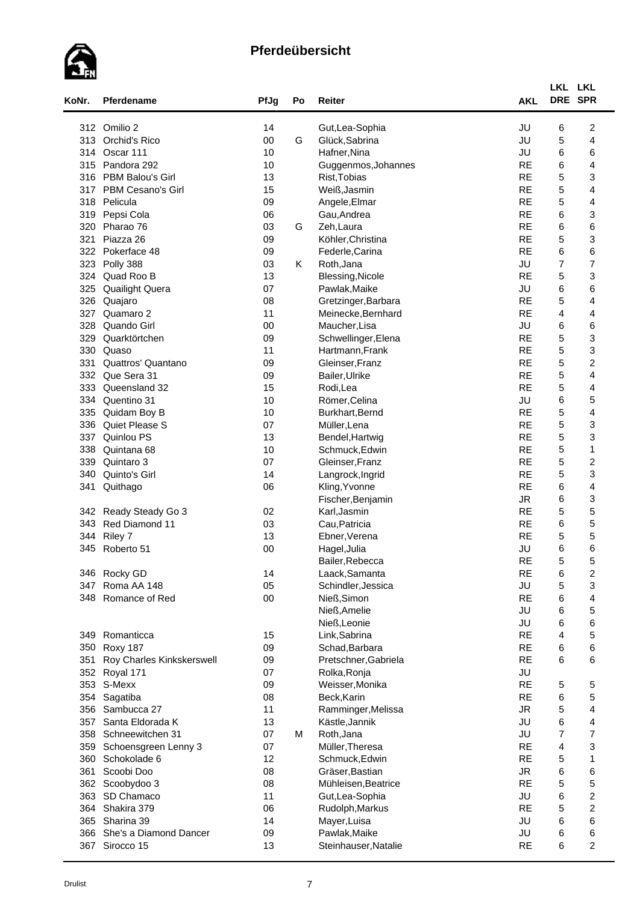## Pferdeübersicht

| KoNr. | Pferdename | PfJg | Po | Reiter | AKL | LKL DRE | LKL SPR |
|---|---|---|---|---|---|---|---|
| 312 | Omilio 2 | 14 | | Gut,Lea-Sophia | JU | 6 | 2 |
| 313 | Orchid's Rico | 00 | G | Glück,Sabrina | JU | 5 | 4 |
| 314 | Oscar 111 | 10 | | Hafner,Nina | JU | 6 | 6 |
| 315 | Pandora 292 | 10 | | Guggenmos,Johannes | RE | 6 | 4 |
| 316 | PBM Balou's Girl | 13 | | Rist,Tobias | RE | 5 | 3 |
| 317 | PBM Cesano's Girl | 15 | | Weiß,Jasmin | RE | 5 | 4 |
| 318 | Pelicula | 09 | | Angele,Elmar | RE | 5 | 4 |
| 319 | Pepsi Cola | 06 | | Gau,Andrea | RE | 6 | 3 |
| 320 | Pharao 76 | 03 | G | Zeh,Laura | RE | 6 | 6 |
| 321 | Piazza 26 | 09 | | Köhler,Christina | RE | 5 | 3 |
| 322 | Pokerface 48 | 09 | | Federle,Carina | RE | 6 | 6 |
| 323 | Polly 388 | 03 | K | Roth,Jana | JU | 7 | 7 |
| 324 | Quad Roo B | 13 | | Blessing,Nicole | RE | 5 | 3 |
| 325 | Quailight Quera | 07 | | Pawlak,Maike | JU | 6 | 6 |
| 326 | Quajaro | 08 | | Gretzinger,Barbara | RE | 5 | 4 |
| 327 | Quamaro 2 | 11 | | Meinecke,Bernhard | RE | 4 | 4 |
| 328 | Quando Girl | 00 | | Maucher,Lisa | JU | 6 | 6 |
| 329 | Quarktörtchen | 09 | | Schwellinger,Elena | RE | 5 | 3 |
| 330 | Quaso | 11 | | Hartmann,Frank | RE | 5 | 3 |
| 331 | Quattros' Quantano | 09 | | Gleinser,Franz | RE | 5 | 2 |
| 332 | Que Sera 31 | 09 | | Bailer,Ulrike | RE | 5 | 4 |
| 333 | Queensland 32 | 15 | | Rodi,Lea | RE | 5 | 4 |
| 334 | Quentino 31 | 10 | | Römer,Celina | JU | 6 | 5 |
| 335 | Quidam Boy B | 10 | | Burkhart,Bernd | RE | 5 | 4 |
| 336 | Quiet Please S | 07 | | Müller,Lena | RE | 5 | 3 |
| 337 | Quinlou PS | 13 | | Bendel,Hartwig | RE | 5 | 3 |
| 338 | Quintana 68 | 10 | | Schmuck,Edwin | RE | 5 | 1 |
| 339 | Quintaro 3 | 07 | | Gleinser,Franz | RE | 5 | 2 |
| 340 | Quinto's Girl | 14 | | Langrock,Ingrid | RE | 5 | 3 |
| 341 | Quithago | 06 | | Kling,Yvonne | RE | 6 | 4 |
| | | | | Fischer,Benjamin | JR | 6 | 3 |
| 342 | Ready Steady Go 3 | 02 | | Karl,Jasmin | RE | 5 | 5 |
| 343 | Red Diamond 11 | 03 | | Cau,Patricia | RE | 6 | 5 |
| 344 | Riley 7 | 13 | | Ebner,Verena | RE | 5 | 5 |
| 345 | Roberto 51 | 00 | | Hagel,Julia | JU | 6 | 6 |
| | | | | Bailer,Rebecca | RE | 5 | 5 |
| 346 | Rocky GD | 14 | | Laack,Samanta | RE | 6 | 2 |
| 347 | Roma AA 148 | 05 | | Schindler,Jessica | JU | 5 | 3 |
| 348 | Romance of Red | 00 | | Nieß,Simon | RE | 6 | 4 |
| | | | | Nieß,Amelie | JU | 6 | 5 |
| | | | | Nieß,Leonie | JU | 6 | 6 |
| 349 | Romanticca | 15 | | Link,Sabrina | RE | 4 | 5 |
| 350 | Roxy 187 | 09 | | Schad,Barbara | RE | 6 | 6 |
| 351 | Roy Charles Kinkskerswell | 09 | | Pretschner,Gabriela | RE | 6 | 6 |
| 352 | Royal 171 | 07 | | Rolka,Ronja | JU | | |
| 353 | S-Mexx | 09 | | Weisser,Monika | RE | 5 | 5 |
| 354 | Sagatiba | 08 | | Beck,Karin | RE | 6 | 5 |
| 356 | Sambucca 27 | 11 | | Ramminger,Melissa | JR | 5 | 4 |
| 357 | Santa Eldorada K | 13 | | Kästle,Jannik | JU | 6 | 4 |
| 358 | Schneewitchen 31 | 07 | M | Roth,Jana | JU | 7 | 7 |
| 359 | Schoensgreen Lenny 3 | 07 | | Müller,Theresa | RE | 4 | 3 |
| 360 | Schokolade 6 | 12 | | Schmuck,Edwin | RE | 5 | 1 |
| 361 | Scoobi Doo | 08 | | Gräser,Bastian | JR | 6 | 6 |
| 362 | Scoobydoo 3 | 08 | | Mühleisen,Beatrice | RE | 5 | 5 |
| 363 | SD Chamaco | 11 | | Gut,Lea-Sophia | JU | 6 | 2 |
| 364 | Shakira 379 | 06 | | Rudolph,Markus | RE | 5 | 2 |
| 365 | Sharina 39 | 14 | | Mayer,Luisa | JU | 6 | 6 |
| 366 | She's a Diamond Dancer | 09 | | Pawlak,Maike | JU | 6 | 6 |
| 367 | Sirocco 15 | 13 | | Steinhauser,Natalie | RE | 6 | 2 |

Drulist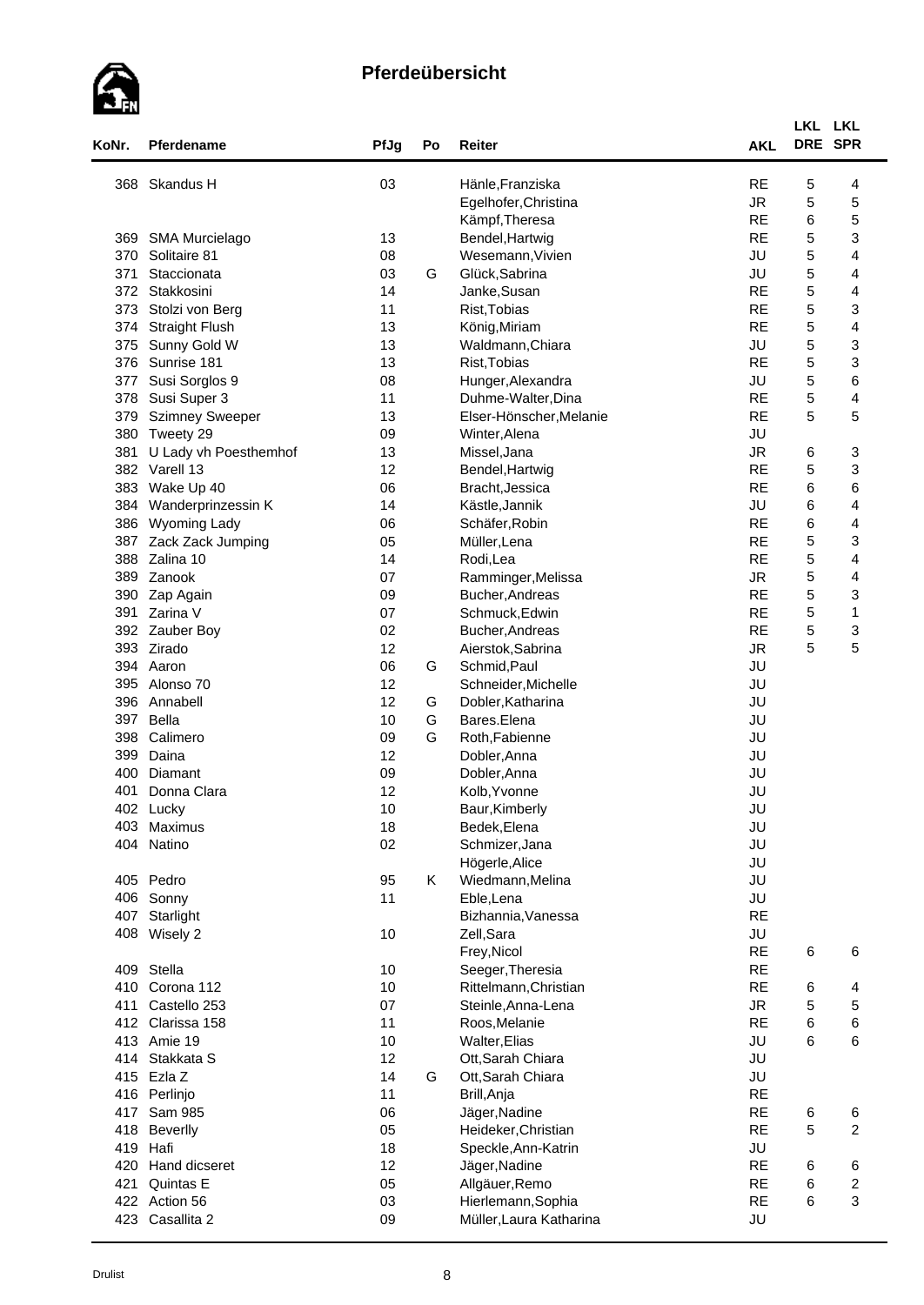# Pferdeübersicht

| KoNr. | Pferdename | PfJg | Po | Reiter | AKL | LKL DRE | LKL SPR |
|---|---|---|---|---|---|---|---|
| 368 | Skandus H | 03 | | Hänle,Franziska | RE | 5 | 4 |
| | | | | Egelhofer,Christina | JR | 5 | 5 |
| | | | | Kämpf,Theresa | RE | 6 | 5 |
| 369 | SMA Murcielago | 13 | | Bendel,Hartwig | RE | 5 | 3 |
| 370 | Solitaire 81 | 08 | | Wesemann,Vivien | JU | 5 | 4 |
| 371 | Staccionata | 03 | G | Glück,Sabrina | JU | 5 | 4 |
| 372 | Stakkosini | 14 | | Janke,Susan | RE | 5 | 4 |
| 373 | Stolzi von Berg | 11 | | Rist,Tobias | RE | 5 | 3 |
| 374 | Straight Flush | 13 | | König,Miriam | RE | 5 | 4 |
| 375 | Sunny Gold W | 13 | | Waldmann,Chiara | JU | 5 | 3 |
| 376 | Sunrise 181 | 13 | | Rist,Tobias | RE | 5 | 3 |
| 377 | Susi Sorglos 9 | 08 | | Hunger,Alexandra | JU | 5 | 6 |
| 378 | Susi Super 3 | 11 | | Duhme-Walter,Dina | RE | 5 | 4 |
| 379 | Szimney Sweeper | 13 | | Elser-Hönscher,Melanie | RE | 5 | 5 |
| 380 | Tweety 29 | 09 | | Winter,Alena | JU | | |
| 381 | U Lady vh Poesthemhof | 13 | | Missel,Jana | JR | 6 | 3 |
| 382 | Varell 13 | 12 | | Bendel,Hartwig | RE | 5 | 3 |
| 383 | Wake Up 40 | 06 | | Bracht,Jessica | RE | 6 | 6 |
| 384 | Wanderprinzessin K | 14 | | Kästle,Jannik | JU | 6 | 4 |
| 386 | Wyoming Lady | 06 | | Schäfer,Robin | RE | 6 | 4 |
| 387 | Zack Zack Jumping | 05 | | Müller,Lena | RE | 5 | 3 |
| 388 | Zalina 10 | 14 | | Rodi,Lea | RE | 5 | 4 |
| 389 | Zanook | 07 | | Ramminger,Melissa | JR | 5 | 4 |
| 390 | Zap Again | 09 | | Bucher,Andreas | RE | 5 | 3 |
| 391 | Zarina V | 07 | | Schmuck,Edwin | RE | 5 | 1 |
| 392 | Zauber Boy | 02 | | Bucher,Andreas | RE | 5 | 3 |
| 393 | Zirado | 12 | | Aierstok,Sabrina | JR | 5 | 5 |
| 394 | Aaron | 06 | G | Schmid,Paul | JU | | |
| 395 | Alonso 70 | 12 | | Schneider,Michelle | JU | | |
| 396 | Annabell | 12 | G | Dobler,Katharina | JU | | |
| 397 | Bella | 10 | G | Bares.Elena | JU | | |
| 398 | Calimero | 09 | G | Roth,Fabienne | JU | | |
| 399 | Daina | 12 | | Dobler,Anna | JU | | |
| 400 | Diamant | 09 | | Dobler,Anna | JU | | |
| 401 | Donna Clara | 12 | | Kolb,Yvonne | JU | | |
| 402 | Lucky | 10 | | Baur,Kimberly | JU | | |
| 403 | Maximus | 18 | | Bedek,Elena | JU | | |
| 404 | Natino | 02 | | Schmizer,Jana | JU | | |
| | | | | Högerle,Alice | JU | | |
| 405 | Pedro | 95 | K | Wiedmann,Melina | JU | | |
| 406 | Sonny | 11 | | Eble,Lena | JU | | |
| 407 | Starlight | | | Bizhannia,Vanessa | RE | | |
| 408 | Wisely 2 | 10 | | Zell,Sara | JU | | |
| | | | | Frey,Nicol | RE | 6 | 6 |
| 409 | Stella | 10 | | Seeger,Theresia | RE | | |
| 410 | Corona 112 | 10 | | Rittelmann,Christian | RE | 6 | 4 |
| 411 | Castello 253 | 07 | | Steinle,Anna-Lena | JR | 5 | 5 |
| 412 | Clarissa 158 | 11 | | Roos,Melanie | RE | 6 | 6 |
| 413 | Amie 19 | 10 | | Walter,Elias | JU | 6 | 6 |
| 414 | Stakkata S | 12 | | Ott,Sarah Chiara | JU | | |
| 415 | Ezla Z | 14 | G | Ott,Sarah Chiara | JU | | |
| 416 | Perlinjo | 11 | | Brill,Anja | RE | | |
| 417 | Sam 985 | 06 | | Jäger,Nadine | RE | 6 | 6 |
| 418 | Beverlly | 05 | | Heideker,Christian | RE | 5 | 2 |
| 419 | Hafi | 18 | | Speckle,Ann-Katrin | JU | | |
| 420 | Hand dicseret | 12 | | Jäger,Nadine | RE | 6 | 6 |
| 421 | Quintas E | 05 | | Allgäuer,Remo | RE | 6 | 2 |
| 422 | Action 56 | 03 | | Hierlemann,Sophia | RE | 6 | 3 |
| 423 | Casallita 2 | 09 | | Müller,Laura Katharina | JU | | |

Drulist